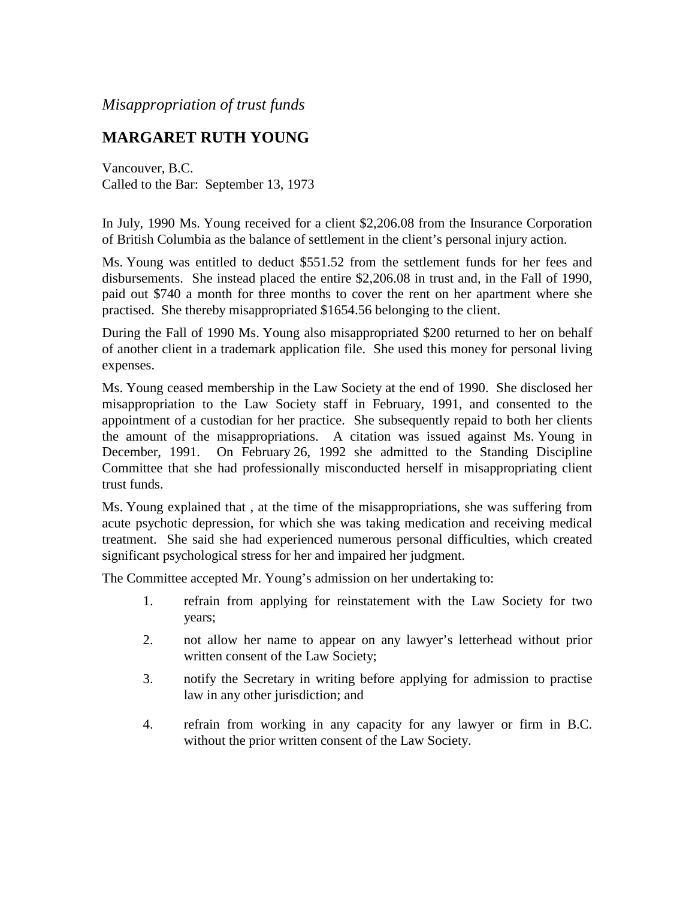*Misappropriation of trust funds*

## MARGARET RUTH YOUNG

Vancouver, B.C.
Called to the Bar: September 13, 1973

In July, 1990 Ms. Young received for a client $2,206.08 from the Insurance Corporation of British Columbia as the balance of settlement in the client's personal injury action.

Ms. Young was entitled to deduct $551.52 from the settlement funds for her fees and disbursements. She instead placed the entire $2,206.08 in trust and, in the Fall of 1990, paid out $740 a month for three months to cover the rent on her apartment where she practised. She thereby misappropriated $1654.56 belonging to the client.

During the Fall of 1990 Ms. Young also misappropriated $200 returned to her on behalf of another client in a trademark application file. She used this money for personal living expenses.

Ms. Young ceased membership in the Law Society at the end of 1990. She disclosed her misappropriation to the Law Society staff in February, 1991, and consented to the appointment of a custodian for her practice. She subsequently repaid to both her clients the amount of the misappropriations. A citation was issued against Ms. Young in December, 1991. On February 26, 1992 she admitted to the Standing Discipline Committee that she had professionally misconducted herself in misappropriating client trust funds.

Ms. Young explained that , at the time of the misappropriations, she was suffering from acute psychotic depression, for which she was taking medication and receiving medical treatment. She said she had experienced numerous personal difficulties, which created significant psychological stress for her and impaired her judgment.

The Committee accepted Mr. Young's admission on her undertaking to:

1. refrain from applying for reinstatement with the Law Society for two years;
2. not allow her name to appear on any lawyer's letterhead without prior written consent of the Law Society;
3. notify the Secretary in writing before applying for admission to practise law in any other jurisdiction; and
4. refrain from working in any capacity for any lawyer or firm in B.C. without the prior written consent of the Law Society.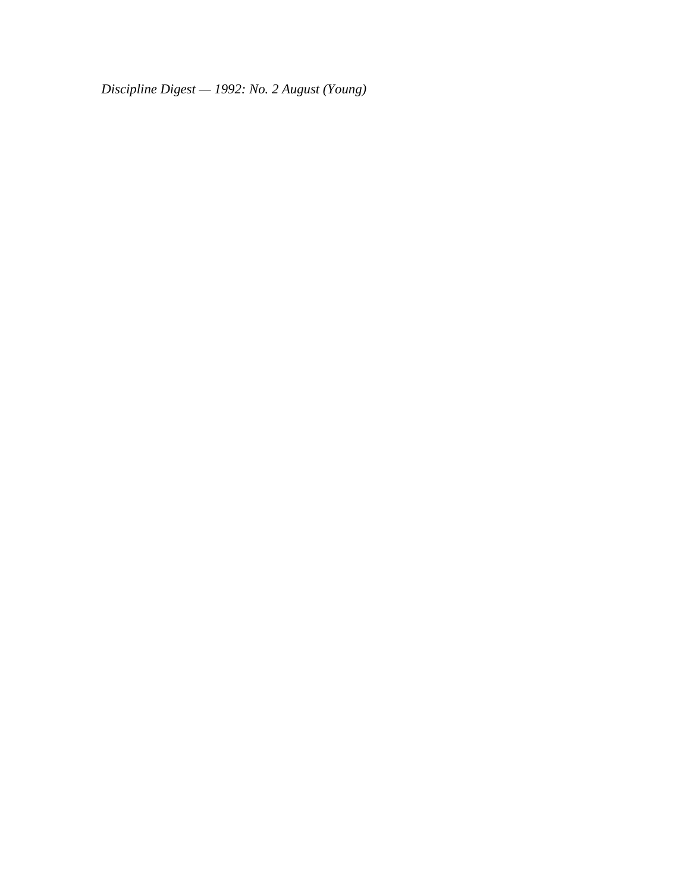*Discipline Digest — 1992: No. 2 August (Young)*